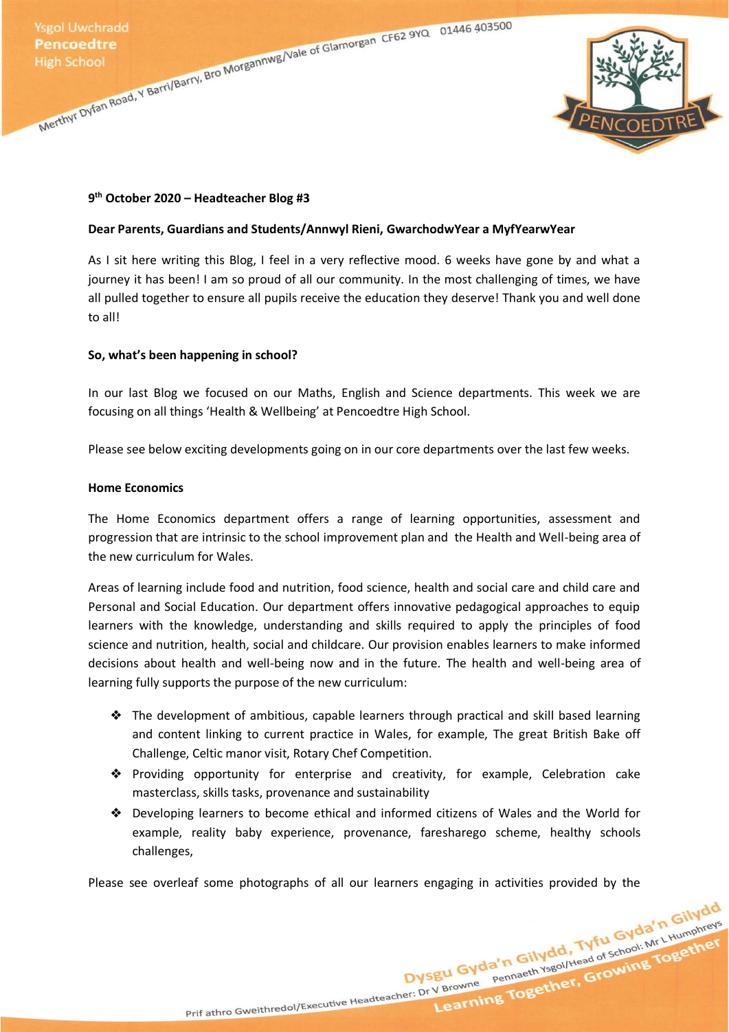**9th October 2020 – Headteacher Blog #3**

**Dear Parents, Guardians and Students/Annwyl Rieni, GwarchodwYear a MyfYearwYear**

As I sit here writing this Blog, I feel in a very reflective mood. 6 weeks have gone by and what a journey it has been! I am so proud of all our community. In the most challenging of times, we have all pulled together to ensure all pupils receive the education they deserve! Thank you and well done to all!

**So, what's been happening in school?**

In our last Blog we focused on our Maths, English and Science departments. This week we are focusing on all things 'Health & Wellbeing' at Pencoedtre High School.

Please see below exciting developments going on in our core departments over the last few weeks.

**Home Economics**

The Home Economics department offers a range of learning opportunities, assessment and progression that are intrinsic to the school improvement plan and the Health and Well-being area of the new curriculum for Wales.

Areas of learning include food and nutrition, food science, health and social care and child care and Personal and Social Education. Our department offers innovative pedagogical approaches to equip learners with the knowledge, understanding and skills required to apply the principles of food science and nutrition, health, social and childcare. Our provision enables learners to make informed decisions about health and well-being now and in the future. The health and well-being area of learning fully supports the purpose of the new curriculum:

- The development of ambitious, capable learners through practical and skill based learning and content linking to current practice in Wales, for example, The great British Bake off Challenge, Celtic manor visit, Rotary Chef Competition.
- Providing opportunity for enterprise and creativity, for example, Celebration cake masterclass, skills tasks, provenance and sustainability
- Developing learners to become ethical and informed citizens of Wales and the World for example, reality baby experience, provenance, faresharego scheme, healthy schools challenges,

Please see overleaf some photographs of all our learners engaging in activities provided by the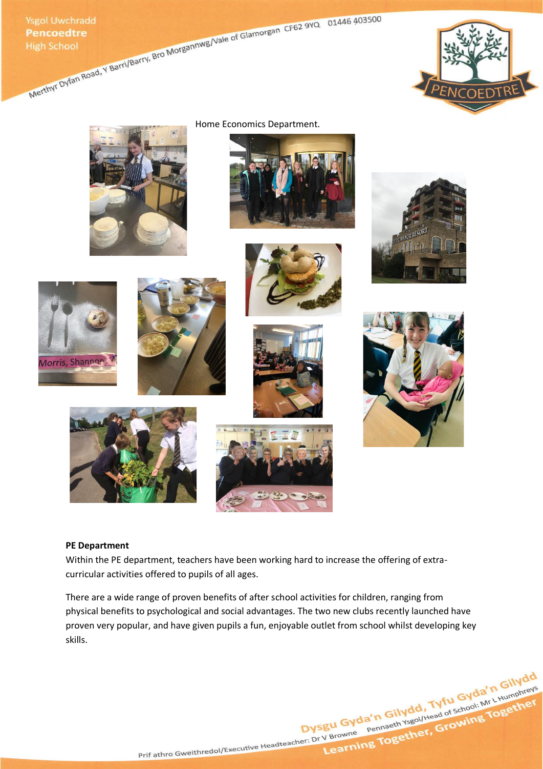Home Economics Department.

**PE Department**

Within the PE department, teachers have been working hard to increase the offering of extra-curricular activities offered to pupils of all ages.

There are a wide range of proven benefits of after school activities for children, ranging from physical benefits to psychological and social advantages. The two new clubs recently launched have proven very popular, and have given pupils a fun, enjoyable outlet from school whilst developing key skills.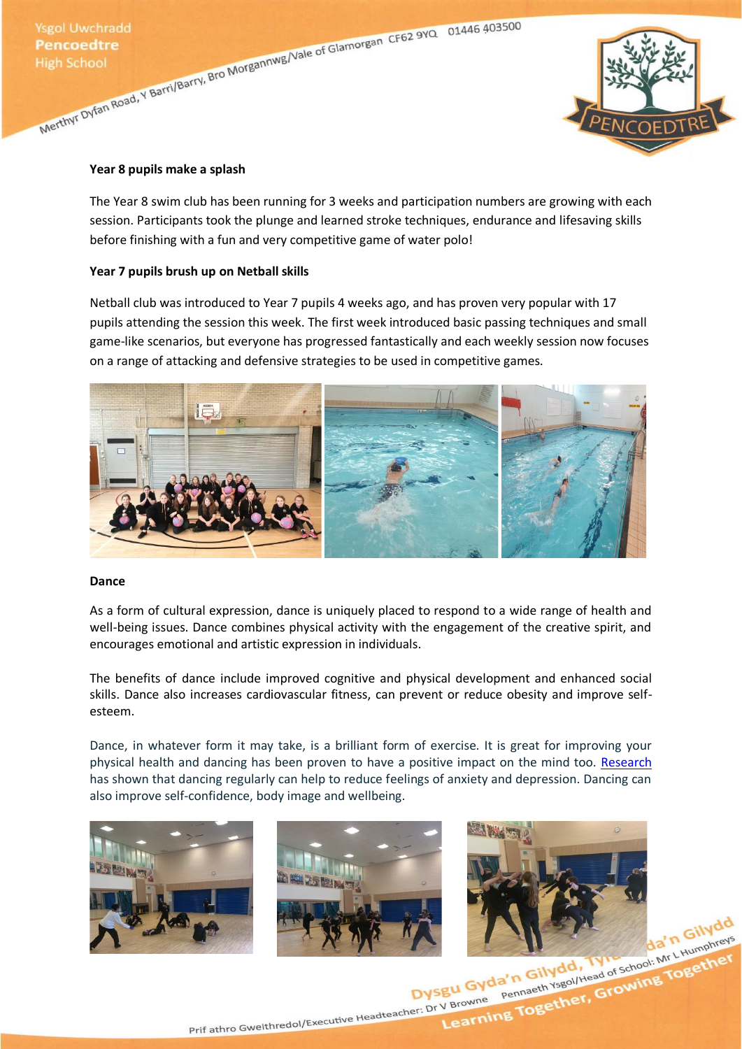### Year 8 pupils make a splash

The Year 8 swim club has been running for 3 weeks and participation numbers are growing with each session. Participants took the plunge and learned stroke techniques, endurance and lifesaving skills before finishing with a fun and very competitive game of water polo!

### Year 7 pupils brush up on Netball skills

Netball club was introduced to Year 7 pupils 4 weeks ago, and has proven very popular with 17 pupils attending the session this week. The first week introduced basic passing techniques and small game-like scenarios, but everyone has progressed fantastically and each weekly session now focuses on a range of attacking and defensive strategies to be used in competitive games.

### Dance

As a form of cultural expression, dance is uniquely placed to respond to a wide range of health and well-being issues. Dance combines physical activity with the engagement of the creative spirit, and encourages emotional and artistic expression in individuals.

The benefits of dance include improved cognitive and physical development and enhanced social skills. Dance also increases cardiovascular fitness, can prevent or reduce obesity and improve self-esteem.

Dance, in whatever form it may take, is a brilliant form of exercise. It is great for improving your physical health and dancing has been proven to have a positive impact on the mind too. Research has shown that dancing regularly can help to reduce feelings of anxiety and depression. Dancing can also improve self-confidence, body image and wellbeing.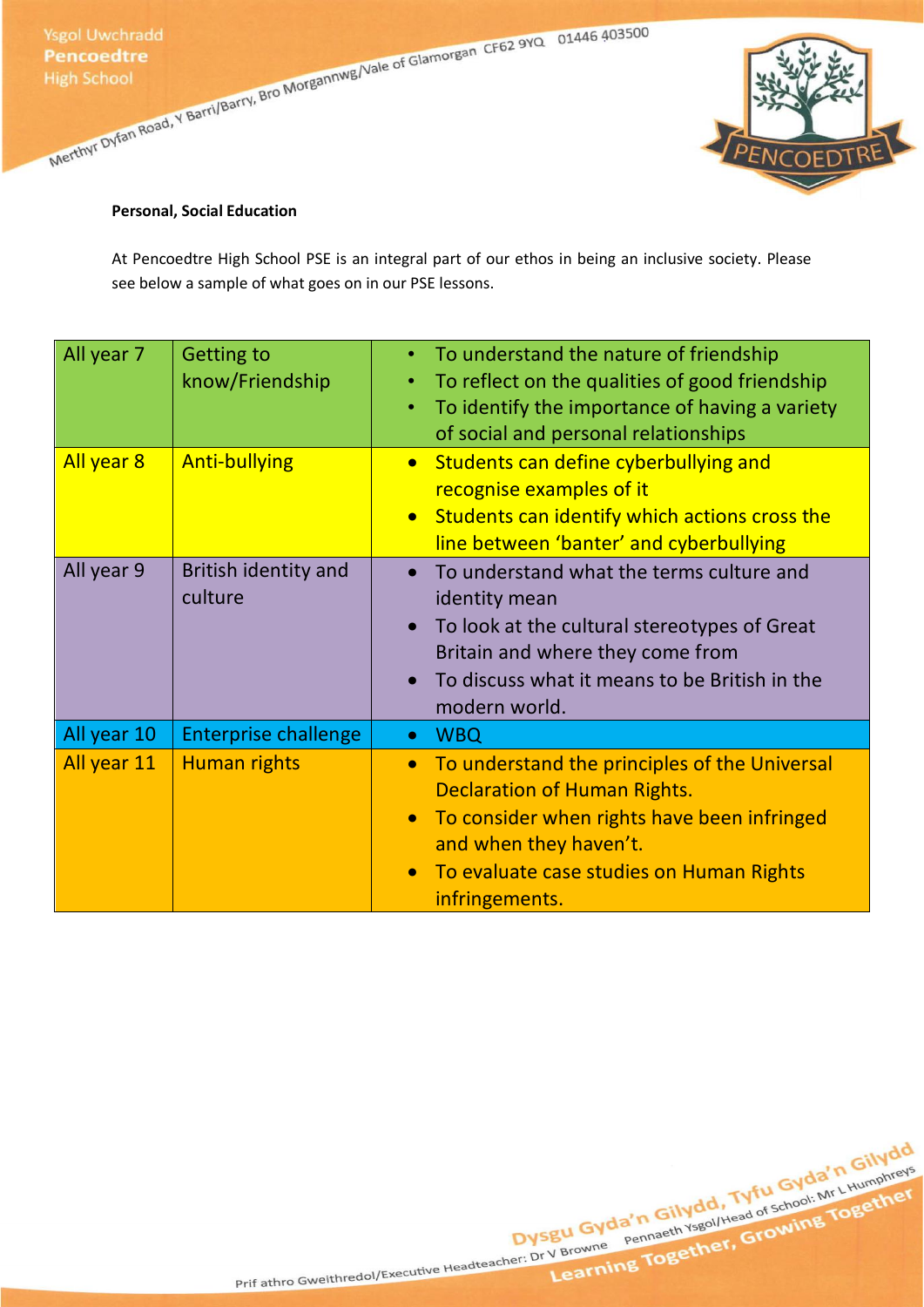**Personal, Social Education**

At Pencoedtre High School PSE is an integral part of our ethos in being an inclusive society. Please see below a sample of what goes on in our PSE lessons.

| | | |
|---|---|---|
| All year 7 | Getting to know/Friendship | • To understand the nature of friendship<br>• To reflect on the qualities of good friendship<br>• To identify the importance of having a variety of social and personal relationships |
| All year 8 | Anti-bullying | • Students can define cyberbullying and recognise examples of it<br>• Students can identify which actions cross the line between 'banter' and cyberbullying |
| All year 9 | British identity and culture | • To understand what the terms culture and identity mean<br>• To look at the cultural stereotypes of Great Britain and where they come from<br>• To discuss what it means to be British in the modern world. |
| All year 10 | Enterprise challenge | • WBQ |
| All year 11 | Human rights | • To understand the principles of the Universal Declaration of Human Rights.<br>• To consider when rights have been infringed and when they haven't.<br>• To evaluate case studies on Human Rights infringements. |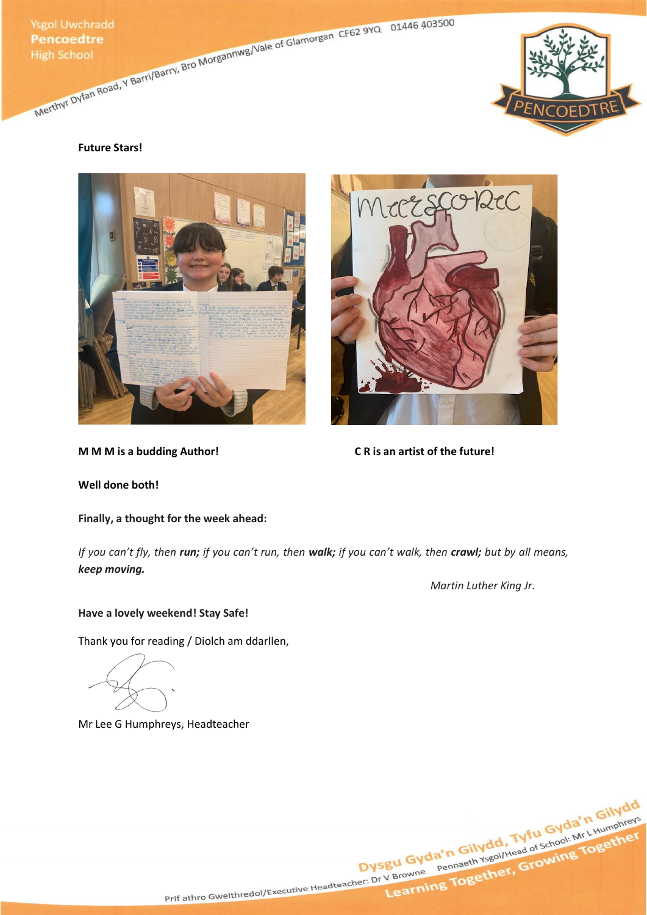**Future Stars!**

**M M M is a budding Author!**

**C R is an artist of the future!**

**Well done both!**

**Finally, a thought for the week ahead:**

*If you can't fly, then **run;** if you can't run, then **walk;** if you can't walk, then **crawl;** but by all means, **keep moving.***

*Martin Luther King Jr.*

**Have a lovely weekend! Stay Safe!**

Thank you for reading / Diolch am ddarllen,

Mr Lee G Humphreys, Headteacher